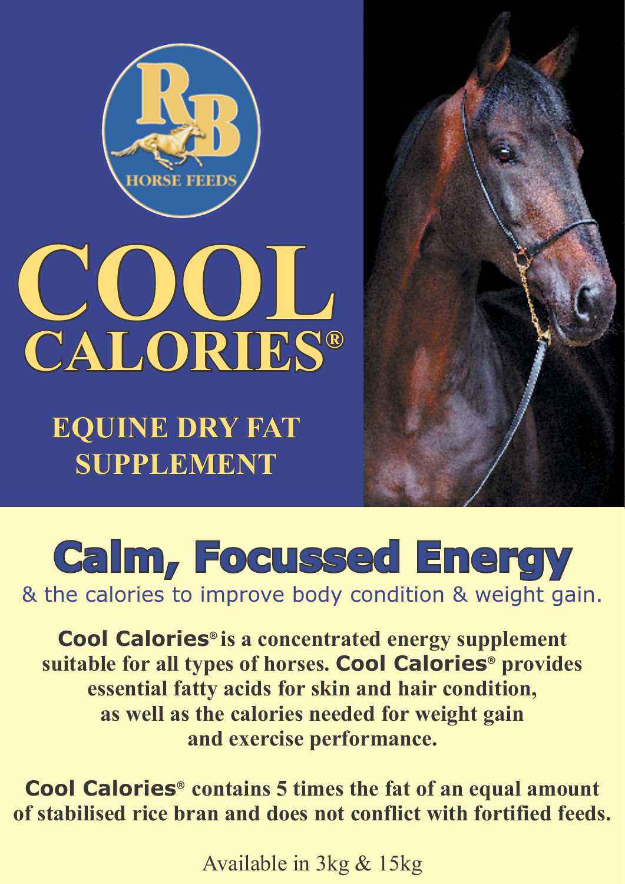RB HORSE FEEDS

# COOL CALORIES®

## EQUINE DRY FAT SUPPLEMENT

## Calm, Focussed Energy

& the calories to improve body condition & weight gain.

**Cool Calories® is a concentrated energy supplement suitable for all types of horses. Cool Calories® provides essential fatty acids for skin and hair condition, as well as the calories needed for weight gain and exercise performance.**

**Cool Calories® contains 5 times the fat of an equal amount of stabilised rice bran and does not conflict with fortified feeds.**

Available in 3kg & 15kg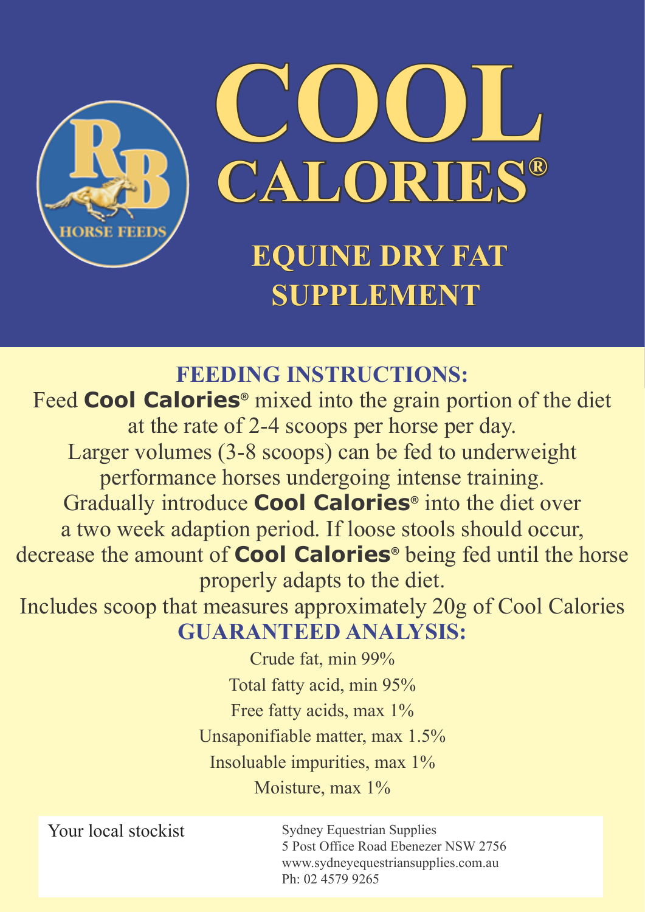RB HORSE FEEDS

# COOL CALORIES®

## EQUINE DRY FAT SUPPLEMENT

### FEEDING INSTRUCTIONS:

Feed **Cool Calories®** mixed into the grain portion of the diet at the rate of 2-4 scoops per horse per day. Larger volumes (3-8 scoops) can be fed to underweight performance horses undergoing intense training. Gradually introduce **Cool Calories®** into the diet over a two week adaption period. If loose stools should occur, decrease the amount of **Cool Calories®** being fed until the horse properly adapts to the diet.

Includes scoop that measures approximately 20g of Cool Calories

### GUARANTEED ANALYSIS:

Crude fat, min 99%

Total fatty acid, min 95%

Free fatty acids, max 1%

Unsaponifiable matter, max 1.5%

Insoluable impurities, max 1%

Moisture, max 1%

Your local stockist

Sydney Equestrian Supplies
5 Post Office Road Ebenezer NSW 2756
www.sydneyequestriansupplies.com.au
Ph: 02 4579 9265